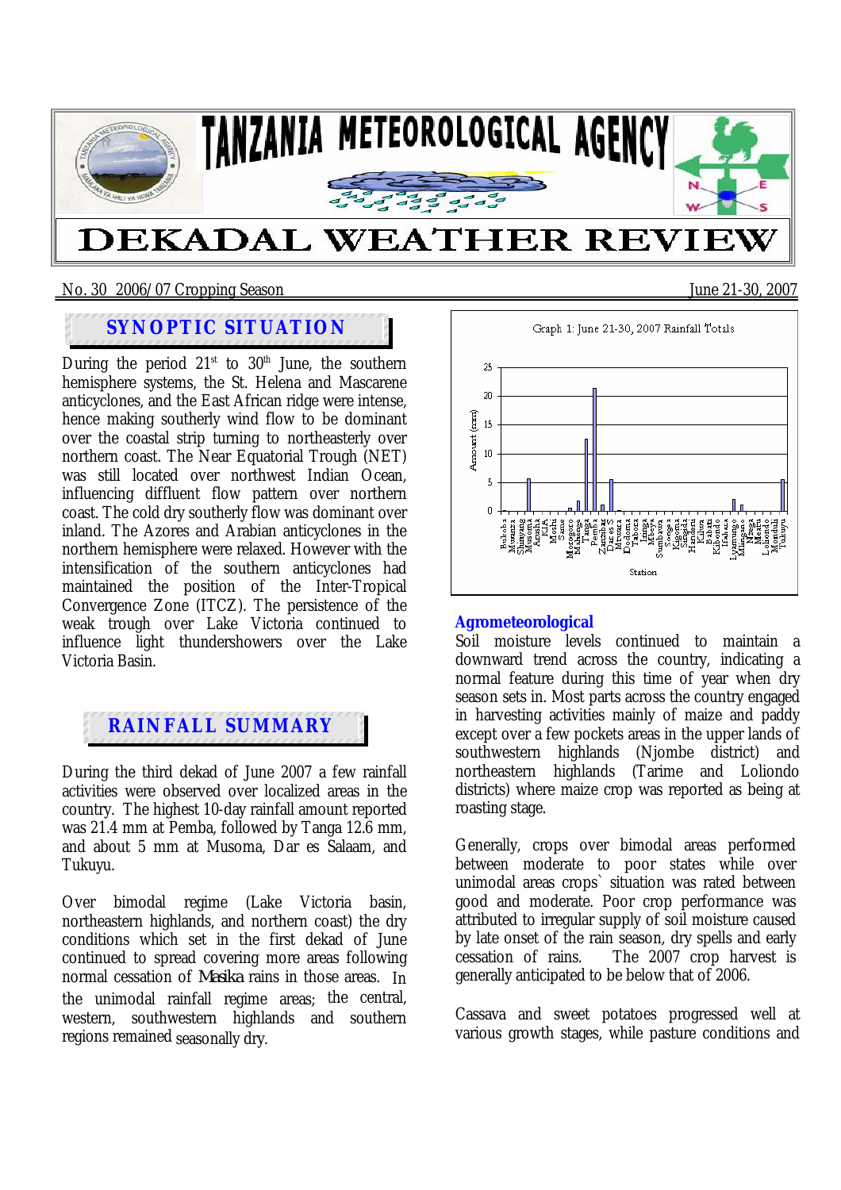# TANZANIA METEOROLOGICAL AGENCY

# DEKADAL WEATHER REVIEW

No. 30 2006/07 Cropping Season June 21-30, 2007

## SYNOPTIC SITUATION

During the period 21st to 30th June, the southern hemisphere systems, the St. Helena and Mascarene anticyclones, and the East African ridge were intense, hence making southerly wind flow to be dominant over the coastal strip turning to northeasterly over northern coast. The Near Equatorial Trough (NET) was still located over northwest Indian Ocean, influencing diffluent flow pattern over northern coast. The cold dry southerly flow was dominant over inland. The Azores and Arabian anticyclones in the northern hemisphere were relaxed. However with the intensification of the southern anticyclones had maintained the position of the Inter-Tropical Convergence Zone (ITCZ). The persistence of the weak trough over Lake Victoria continued to influence light thundershowers over the Lake Victoria Basin.

## RAINFALL SUMMARY

During the third dekad of June 2007 a few rainfall activities were observed over localized areas in the country. The highest 10-day rainfall amount reported was 21.4 mm at Pemba, followed by Tanga 12.6 mm, and about 5 mm at Musoma, Dar es Salaam, and Tukuyu.

Over bimodal regime (Lake Victoria basin, northeastern highlands, and northern coast) the dry conditions which set in the first dekad of June continued to spread covering more areas following normal cessation of *Masika* rains in those areas. In the unimodal rainfall regime areas; the central, western, southwestern highlands and southern regions remained seasonally dry.

Graph 1: June 21-30, 2007 Rainfall Totals

### Agrometeorological

Soil moisture levels continued to maintain a downward trend across the country, indicating a normal feature during this time of year when dry season sets in. Most parts across the country engaged in harvesting activities mainly of maize and paddy except over a few pockets areas in the upper lands of southwestern highlands (Njombe district) and northeastern highlands (Tarime and Loliondo districts) where maize crop was reported as being at roasting stage.

Generally, crops over bimodal areas performed between moderate to poor states while over unimodal areas crops` situation was rated between good and moderate. Poor crop performance was attributed to irregular supply of soil moisture caused by late onset of the rain season, dry spells and early cessation of rains. The 2007 crop harvest is generally anticipated to be below that of 2006.

Cassava and sweet potatoes progressed well at various growth stages, while pasture conditions and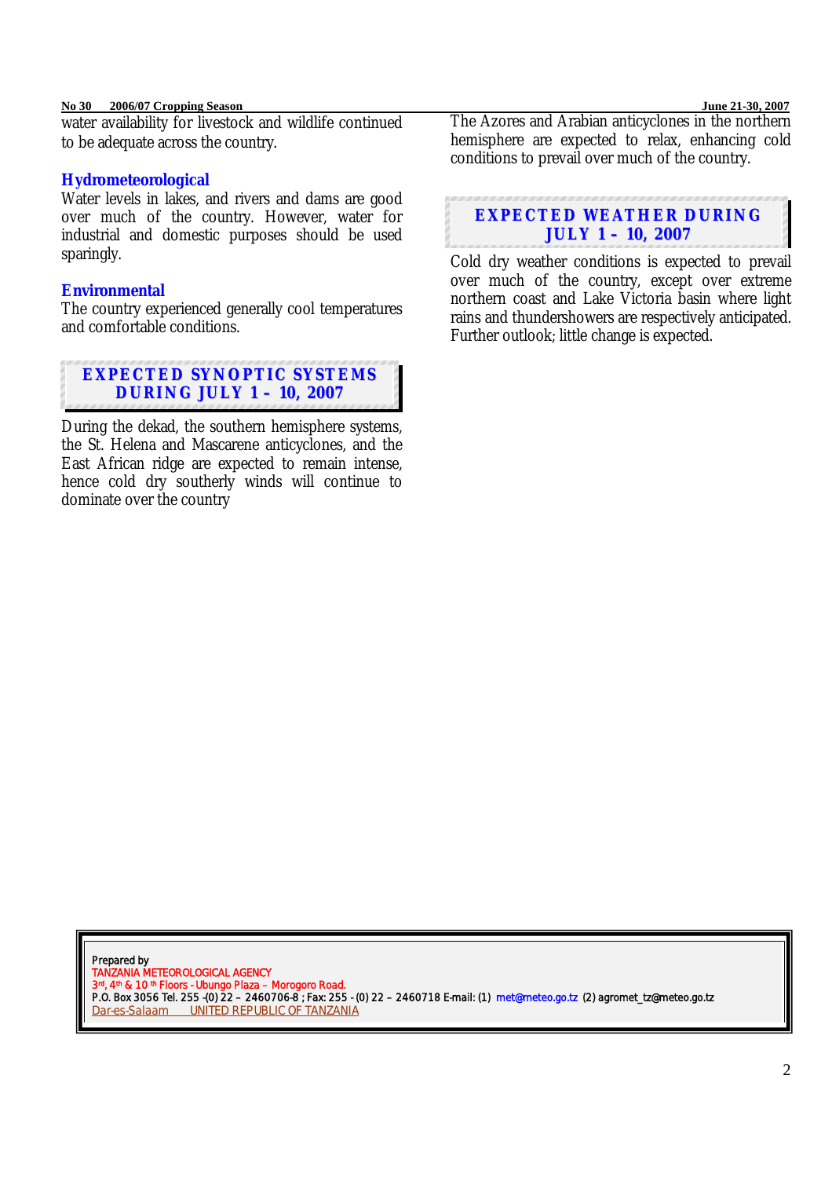water availability for livestock and wildlife continued to be adequate across the country.

### Hydrometeorological

Water levels in lakes, and rivers and dams are good over much of the country. However, water for industrial and domestic purposes should be used sparingly.

### Environmental

The country experienced generally cool temperatures and comfortable conditions.

## EXPECTED SYNOPTIC SYSTEMS DURING JULY 1 – 10, 2007

During the dekad, the southern hemisphere systems, the St. Helena and Mascarene anticyclones, and the East African ridge are expected to remain intense, hence cold dry southerly winds will continue to dominate over the country

The Azores and Arabian anticyclones in the northern hemisphere are expected to relax, enhancing cold conditions to prevail over much of the country.

## EXPECTED WEATHER DURING JULY 1 – 10, 2007

Cold dry weather conditions is expected to prevail over much of the country, except over extreme northern coast and Lake Victoria basin where light rains and thundershowers are respectively anticipated. Further outlook; little change is expected.

Prepared by
TANZANIA METEOROLOGICAL AGENCY
3rd, 4th & 10 th Floors - Ubungo Plaza – Morogoro Road.
P.O. Box 3056 Tel. 255 -(0) 22 – 2460706-8 ; Fax: 255 - (0) 22 – 2460718 E-mail: (1) met@meteo.go.tz (2) agromet_tz@meteo.go.tz
Dar-es-Salaam UNITED REPUBLIC OF TANZANIA